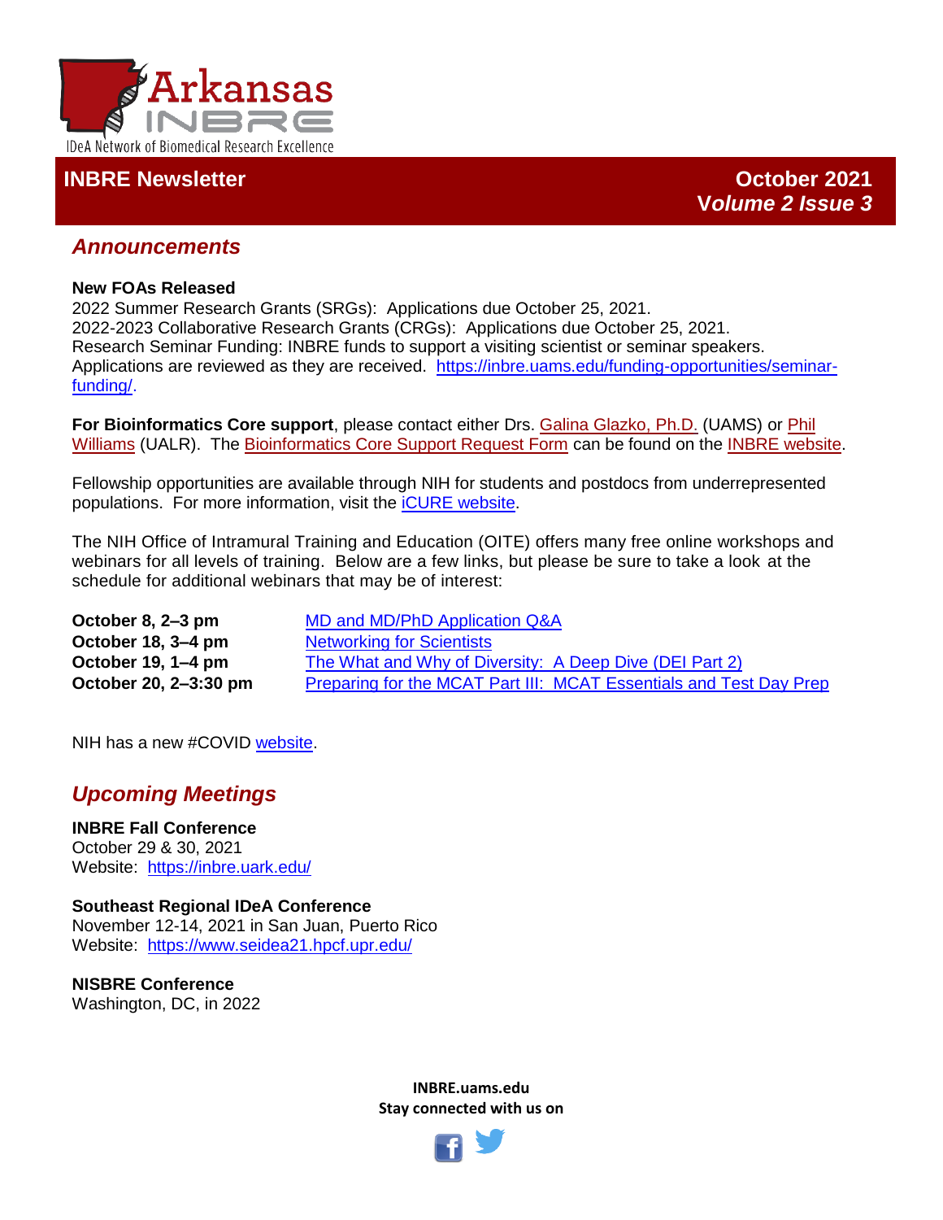Arkansas INBRE

IDeA Network of Biomedical Research Excellence

# INBRE Newsletter

**October 2021**
**Volume 2 Issue 3**

## *Announcements*

**New FOAs Released**
2022 Summer Research Grants (SRGs): Applications due October 25, 2021.
2022-2023 Collaborative Research Grants (CRGs): Applications due October 25, 2021.
Research Seminar Funding: INBRE funds to support a visiting scientist or seminar speakers. Applications are reviewed as they are received. https://inbre.uams.edu/funding-opportunities/seminar-funding/.

**For Bioinformatics Core support**, please contact either Drs. Galina Glazko, Ph.D. (UAMS) or Phil Williams (UALR). The Bioinformatics Core Support Request Form can be found on the INBRE website.

Fellowship opportunities are available through NIH for students and postdocs from underrepresented populations. For more information, visit the iCURE website.

The NIH Office of Intramural Training and Education (OITE) offers many free online workshops and webinars for all levels of training. Below are a few links, but please be sure to take a look at the schedule for additional webinars that may be of interest:

| | |
|---|---|
| **October 8, 2–3 pm** | MD and MD/PhD Application Q&A |
| **October 18, 3–4 pm** | Networking for Scientists |
| **October 19, 1–4 pm** | The What and Why of Diversity: A Deep Dive (DEI Part 2) |
| **October 20, 2–3:30 pm** | Preparing for the MCAT Part III: MCAT Essentials and Test Day Prep |

NIH has a new #COVID website.

## *Upcoming Meetings*

**INBRE Fall Conference**
October 29 & 30, 2021
Website: https://inbre.uark.edu/

**Southeast Regional IDeA Conference**
November 12-14, 2021 in San Juan, Puerto Rico
Website: https://www.seidea21.hpcf.upr.edu/

**NISBRE Conference**
Washington, DC, in 2022

**INBRE.uams.edu**
**Stay connected with us on**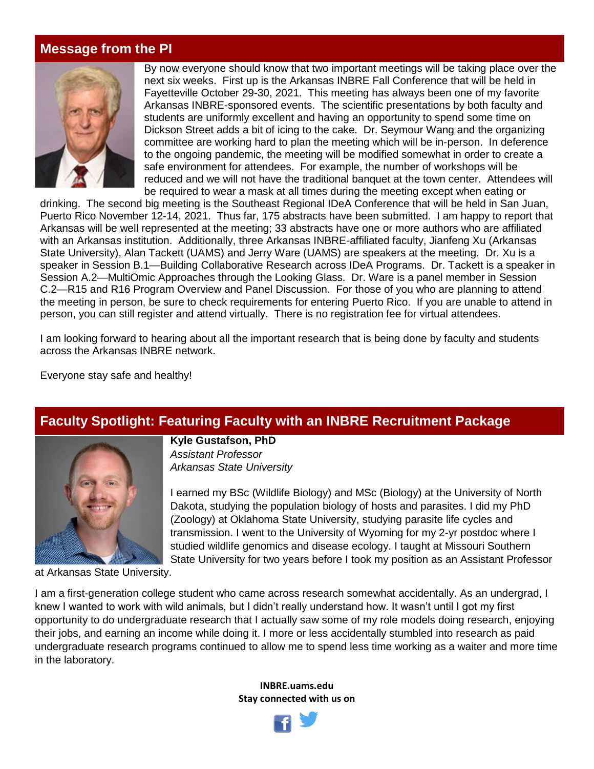## Message from the PI

By now everyone should know that two important meetings will be taking place over the next six weeks. First up is the Arkansas INBRE Fall Conference that will be held in Fayetteville October 29-30, 2021. This meeting has always been one of my favorite Arkansas INBRE-sponsored events. The scientific presentations by both faculty and students are uniformly excellent and having an opportunity to spend some time on Dickson Street adds a bit of icing to the cake. Dr. Seymour Wang and the organizing committee are working hard to plan the meeting which will be in-person. In deference to the ongoing pandemic, the meeting will be modified somewhat in order to create a safe environment for attendees. For example, the number of workshops will be reduced and we will not have the traditional banquet at the town center. Attendees will be required to wear a mask at all times during the meeting except when eating or drinking. The second big meeting is the Southeast Regional IDeA Conference that will be held in San Juan, Puerto Rico November 12-14, 2021. Thus far, 175 abstracts have been submitted. I am happy to report that Arkansas will be well represented at the meeting; 33 abstracts have one or more authors who are affiliated with an Arkansas institution. Additionally, three Arkansas INBRE-affiliated faculty, Jianfeng Xu (Arkansas State University), Alan Tackett (UAMS) and Jerry Ware (UAMS) are speakers at the meeting. Dr. Xu is a speaker in Session B.1—Building Collaborative Research across IDeA Programs. Dr. Tackett is a speaker in Session A.2—MultiOmic Approaches through the Looking Glass. Dr. Ware is a panel member in Session C.2—R15 and R16 Program Overview and Panel Discussion. For those of you who are planning to attend the meeting in person, be sure to check requirements for entering Puerto Rico. If you are unable to attend in person, you can still register and attend virtually. There is no registration fee for virtual attendees.

I am looking forward to hearing about all the important research that is being done by faculty and students across the Arkansas INBRE network.

Everyone stay safe and healthy!

## Faculty Spotlight: Featuring Faculty with an INBRE Recruitment Package

**Kyle Gustafson, PhD**
*Assistant Professor*
*Arkansas State University*

I earned my BSc (Wildlife Biology) and MSc (Biology) at the University of North Dakota, studying the population biology of hosts and parasites. I did my PhD (Zoology) at Oklahoma State University, studying parasite life cycles and transmission. I went to the University of Wyoming for my 2-yr postdoc where I studied wildlife genomics and disease ecology. I taught at Missouri Southern State University for two years before I took my position as an Assistant Professor at Arkansas State University.

I am a first-generation college student who came across research somewhat accidentally. As an undergrad, I knew I wanted to work with wild animals, but I didn't really understand how. It wasn't until I got my first opportunity to do undergraduate research that I actually saw some of my role models doing research, enjoying their jobs, and earning an income while doing it. I more or less accidentally stumbled into research as paid undergraduate research programs continued to allow me to spend less time working as a waiter and more time in the laboratory.

**INBRE.uams.edu**
**Stay connected with us on**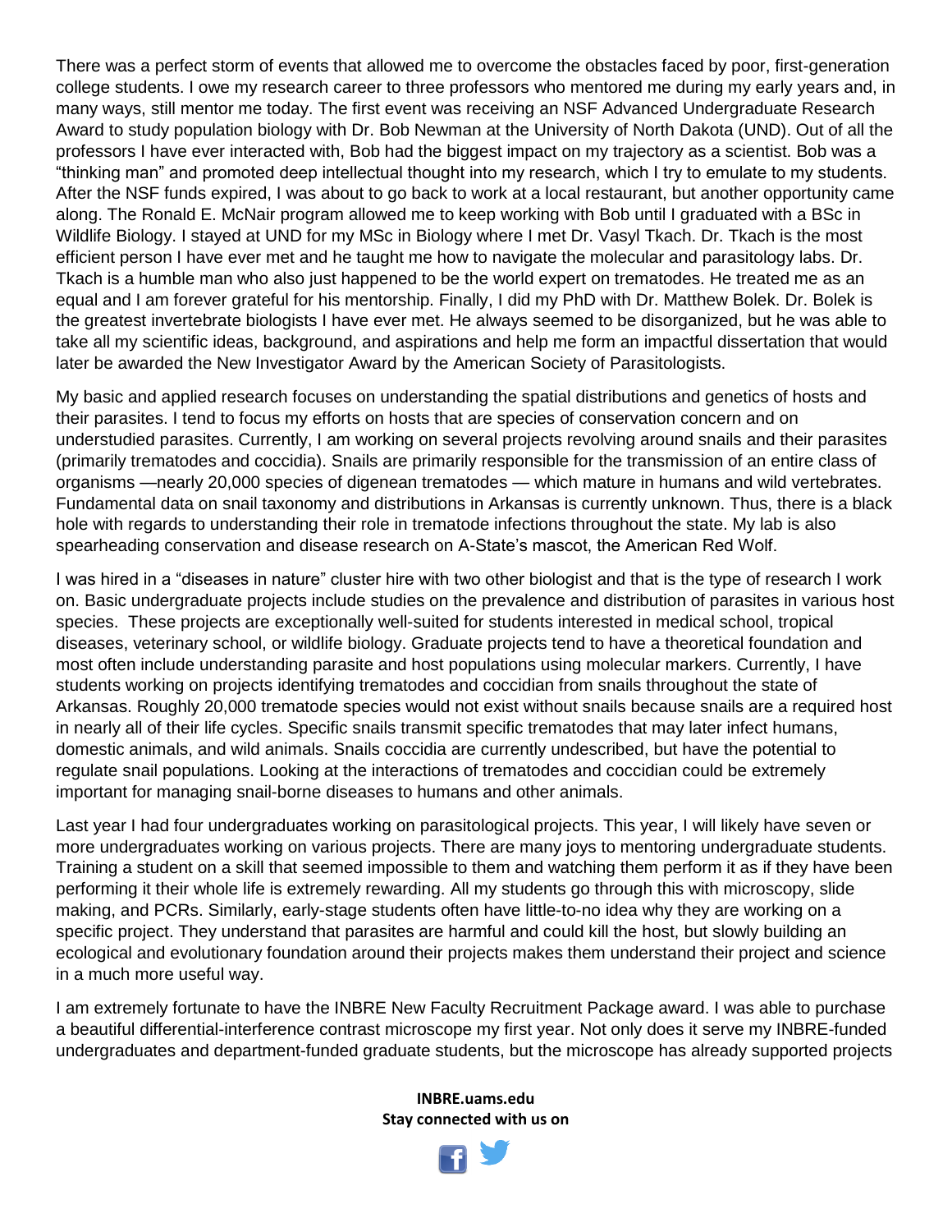There was a perfect storm of events that allowed me to overcome the obstacles faced by poor, first-generation college students. I owe my research career to three professors who mentored me during my early years and, in many ways, still mentor me today. The first event was receiving an NSF Advanced Undergraduate Research Award to study population biology with Dr. Bob Newman at the University of North Dakota (UND). Out of all the professors I have ever interacted with, Bob had the biggest impact on my trajectory as a scientist. Bob was a "thinking man" and promoted deep intellectual thought into my research, which I try to emulate to my students. After the NSF funds expired, I was about to go back to work at a local restaurant, but another opportunity came along. The Ronald E. McNair program allowed me to keep working with Bob until I graduated with a BSc in Wildlife Biology. I stayed at UND for my MSc in Biology where I met Dr. Vasyl Tkach. Dr. Tkach is the most efficient person I have ever met and he taught me how to navigate the molecular and parasitology labs. Dr. Tkach is a humble man who also just happened to be the world expert on trematodes. He treated me as an equal and I am forever grateful for his mentorship. Finally, I did my PhD with Dr. Matthew Bolek. Dr. Bolek is the greatest invertebrate biologists I have ever met. He always seemed to be disorganized, but he was able to take all my scientific ideas, background, and aspirations and help me form an impactful dissertation that would later be awarded the New Investigator Award by the American Society of Parasitologists.

My basic and applied research focuses on understanding the spatial distributions and genetics of hosts and their parasites. I tend to focus my efforts on hosts that are species of conservation concern and on understudied parasites. Currently, I am working on several projects revolving around snails and their parasites (primarily trematodes and coccidia). Snails are primarily responsible for the transmission of an entire class of organisms —nearly 20,000 species of digenean trematodes — which mature in humans and wild vertebrates. Fundamental data on snail taxonomy and distributions in Arkansas is currently unknown. Thus, there is a black hole with regards to understanding their role in trematode infections throughout the state. My lab is also spearheading conservation and disease research on A-State's mascot, the American Red Wolf.

I was hired in a "diseases in nature" cluster hire with two other biologist and that is the type of research I work on. Basic undergraduate projects include studies on the prevalence and distribution of parasites in various host species. These projects are exceptionally well-suited for students interested in medical school, tropical diseases, veterinary school, or wildlife biology. Graduate projects tend to have a theoretical foundation and most often include understanding parasite and host populations using molecular markers. Currently, I have students working on projects identifying trematodes and coccidian from snails throughout the state of Arkansas. Roughly 20,000 trematode species would not exist without snails because snails are a required host in nearly all of their life cycles. Specific snails transmit specific trematodes that may later infect humans, domestic animals, and wild animals. Snails coccidia are currently undescribed, but have the potential to regulate snail populations. Looking at the interactions of trematodes and coccidian could be extremely important for managing snail-borne diseases to humans and other animals.

Last year I had four undergraduates working on parasitological projects. This year, I will likely have seven or more undergraduates working on various projects. There are many joys to mentoring undergraduate students. Training a student on a skill that seemed impossible to them and watching them perform it as if they have been performing it their whole life is extremely rewarding. All my students go through this with microscopy, slide making, and PCRs. Similarly, early-stage students often have little-to-no idea why they are working on a specific project. They understand that parasites are harmful and could kill the host, but slowly building an ecological and evolutionary foundation around their projects makes them understand their project and science in a much more useful way.

I am extremely fortunate to have the INBRE New Faculty Recruitment Package award. I was able to purchase a beautiful differential-interference contrast microscope my first year. Not only does it serve my INBRE-funded undergraduates and department-funded graduate students, but the microscope has already supported projects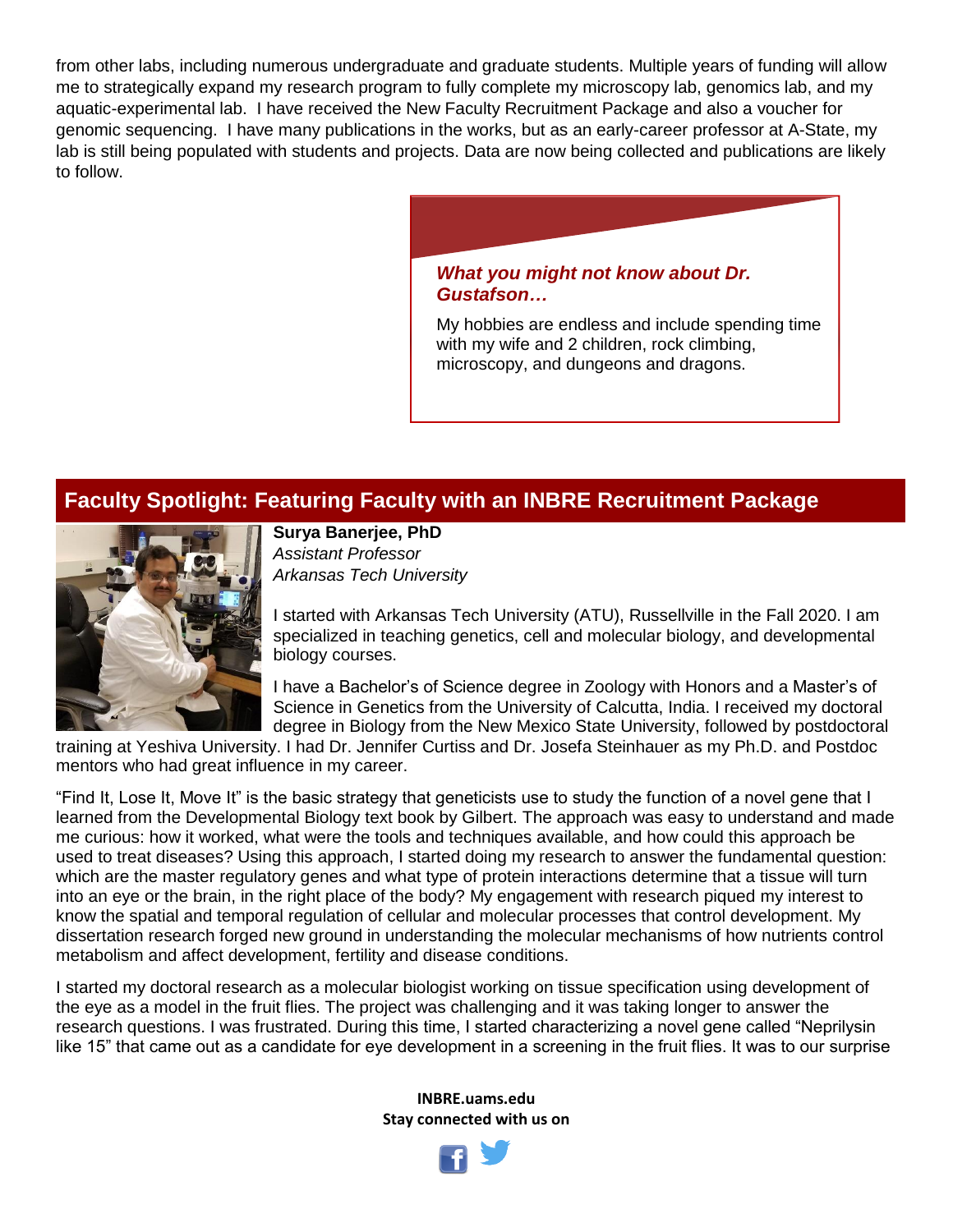from other labs, including numerous undergraduate and graduate students. Multiple years of funding will allow me to strategically expand my research program to fully complete my microscopy lab, genomics lab, and my aquatic-experimental lab. I have received the New Faculty Recruitment Package and also a voucher for genomic sequencing. I have many publications in the works, but as an early-career professor at A-State, my lab is still being populated with students and projects. Data are now being collected and publications are likely to follow.

***What you might not know about Dr. Gustafson…***

My hobbies are endless and include spending time with my wife and 2 children, rock climbing, microscopy, and dungeons and dragons.

## Faculty Spotlight: Featuring Faculty with an INBRE Recruitment Package

**Surya Banerjee, PhD**
*Assistant Professor*
*Arkansas Tech University*

I started with Arkansas Tech University (ATU), Russellville in the Fall 2020. I am specialized in teaching genetics, cell and molecular biology, and developmental biology courses.

I have a Bachelor's of Science degree in Zoology with Honors and a Master's of Science in Genetics from the University of Calcutta, India. I received my doctoral degree in Biology from the New Mexico State University, followed by postdoctoral training at Yeshiva University. I had Dr. Jennifer Curtiss and Dr. Josefa Steinhauer as my Ph.D. and Postdoc mentors who had great influence in my career.

"Find It, Lose It, Move It" is the basic strategy that geneticists use to study the function of a novel gene that I learned from the Developmental Biology text book by Gilbert. The approach was easy to understand and made me curious: how it worked, what were the tools and techniques available, and how could this approach be used to treat diseases? Using this approach, I started doing my research to answer the fundamental question: which are the master regulatory genes and what type of protein interactions determine that a tissue will turn into an eye or the brain, in the right place of the body? My engagement with research piqued my interest to know the spatial and temporal regulation of cellular and molecular processes that control development. My dissertation research forged new ground in understanding the molecular mechanisms of how nutrients control metabolism and affect development, fertility and disease conditions.

I started my doctoral research as a molecular biologist working on tissue specification using development of the eye as a model in the fruit flies. The project was challenging and it was taking longer to answer the research questions. I was frustrated. During this time, I started characterizing a novel gene called "Neprilysin like 15" that came out as a candidate for eye development in a screening in the fruit flies. It was to our surprise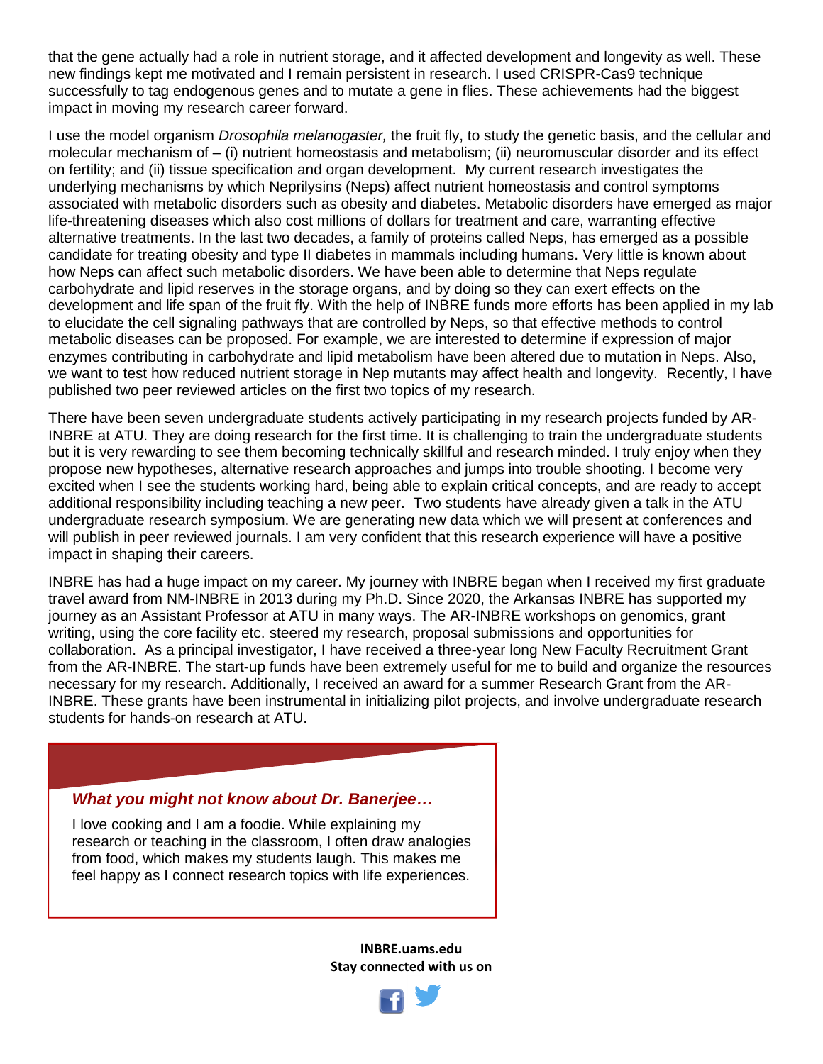that the gene actually had a role in nutrient storage, and it affected development and longevity as well. These new findings kept me motivated and I remain persistent in research. I used CRISPR-Cas9 technique successfully to tag endogenous genes and to mutate a gene in flies. These achievements had the biggest impact in moving my research career forward.

I use the model organism *Drosophila melanogaster,* the fruit fly, to study the genetic basis, and the cellular and molecular mechanism of – (i) nutrient homeostasis and metabolism; (ii) neuromuscular disorder and its effect on fertility; and (ii) tissue specification and organ development. My current research investigates the underlying mechanisms by which Neprilysins (Neps) affect nutrient homeostasis and control symptoms associated with metabolic disorders such as obesity and diabetes. Metabolic disorders have emerged as major life-threatening diseases which also cost millions of dollars for treatment and care, warranting effective alternative treatments. In the last two decades, a family of proteins called Neps, has emerged as a possible candidate for treating obesity and type II diabetes in mammals including humans. Very little is known about how Neps can affect such metabolic disorders. We have been able to determine that Neps regulate carbohydrate and lipid reserves in the storage organs, and by doing so they can exert effects on the development and life span of the fruit fly. With the help of INBRE funds more efforts has been applied in my lab to elucidate the cell signaling pathways that are controlled by Neps, so that effective methods to control metabolic diseases can be proposed. For example, we are interested to determine if expression of major enzymes contributing in carbohydrate and lipid metabolism have been altered due to mutation in Neps. Also, we want to test how reduced nutrient storage in Nep mutants may affect health and longevity. Recently, I have published two peer reviewed articles on the first two topics of my research.

There have been seven undergraduate students actively participating in my research projects funded by AR-INBRE at ATU. They are doing research for the first time. It is challenging to train the undergraduate students but it is very rewarding to see them becoming technically skillful and research minded. I truly enjoy when they propose new hypotheses, alternative research approaches and jumps into trouble shooting. I become very excited when I see the students working hard, being able to explain critical concepts, and are ready to accept additional responsibility including teaching a new peer. Two students have already given a talk in the ATU undergraduate research symposium. We are generating new data which we will present at conferences and will publish in peer reviewed journals. I am very confident that this research experience will have a positive impact in shaping their careers.

INBRE has had a huge impact on my career. My journey with INBRE began when I received my first graduate travel award from NM-INBRE in 2013 during my Ph.D. Since 2020, the Arkansas INBRE has supported my journey as an Assistant Professor at ATU in many ways. The AR-INBRE workshops on genomics, grant writing, using the core facility etc. steered my research, proposal submissions and opportunities for collaboration. As a principal investigator, I have received a three-year long New Faculty Recruitment Grant from the AR-INBRE. The start-up funds have been extremely useful for me to build and organize the resources necessary for my research. Additionally, I received an award for a summer Research Grant from the AR-INBRE. These grants have been instrumental in initializing pilot projects, and involve undergraduate research students for hands-on research at ATU.

***What you might not know about Dr. Banerjee…***

I love cooking and I am a foodie. While explaining my research or teaching in the classroom, I often draw analogies from food, which makes my students laugh. This makes me feel happy as I connect research topics with life experiences.

**INBRE.uams.edu**
**Stay connected with us on**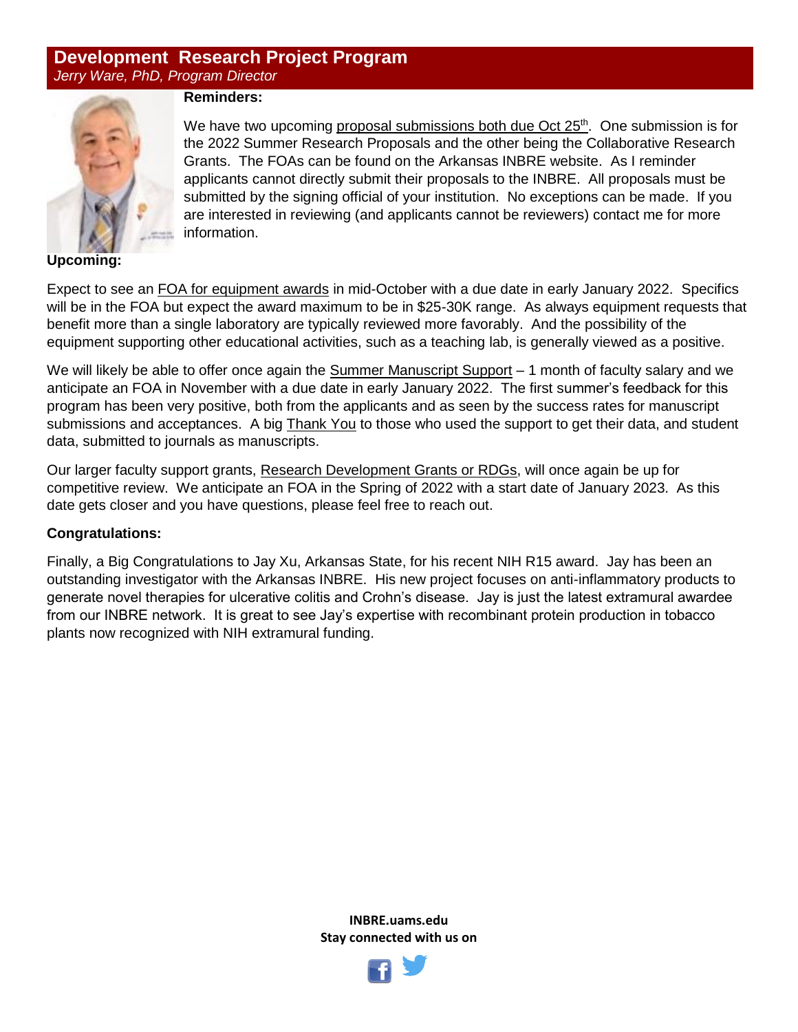## Development Research Project Program

*Jerry Ware, PhD, Program Director*

**Reminders:**

We have two upcoming proposal submissions both due Oct 25th. One submission is for the 2022 Summer Research Proposals and the other being the Collaborative Research Grants. The FOAs can be found on the Arkansas INBRE website. As I reminder applicants cannot directly submit their proposals to the INBRE. All proposals must be submitted by the signing official of your institution. No exceptions can be made. If you are interested in reviewing (and applicants cannot be reviewers) contact me for more information.

**Upcoming:**

Expect to see an FOA for equipment awards in mid-October with a due date in early January 2022. Specifics will be in the FOA but expect the award maximum to be in $25-30K range. As always equipment requests that benefit more than a single laboratory are typically reviewed more favorably. And the possibility of the equipment supporting other educational activities, such as a teaching lab, is generally viewed as a positive.

We will likely be able to offer once again the Summer Manuscript Support – 1 month of faculty salary and we anticipate an FOA in November with a due date in early January 2022. The first summer's feedback for this program has been very positive, both from the applicants and as seen by the success rates for manuscript submissions and acceptances. A big Thank You to those who used the support to get their data, and student data, submitted to journals as manuscripts.

Our larger faculty support grants, Research Development Grants or RDGs, will once again be up for competitive review. We anticipate an FOA in the Spring of 2022 with a start date of January 2023. As this date gets closer and you have questions, please feel free to reach out.

**Congratulations:**

Finally, a Big Congratulations to Jay Xu, Arkansas State, for his recent NIH R15 award. Jay has been an outstanding investigator with the Arkansas INBRE. His new project focuses on anti-inflammatory products to generate novel therapies for ulcerative colitis and Crohn's disease. Jay is just the latest extramural awardee from our INBRE network. It is great to see Jay's expertise with recombinant protein production in tobacco plants now recognized with NIH extramural funding.

**INBRE.uams.edu**
**Stay connected with us on**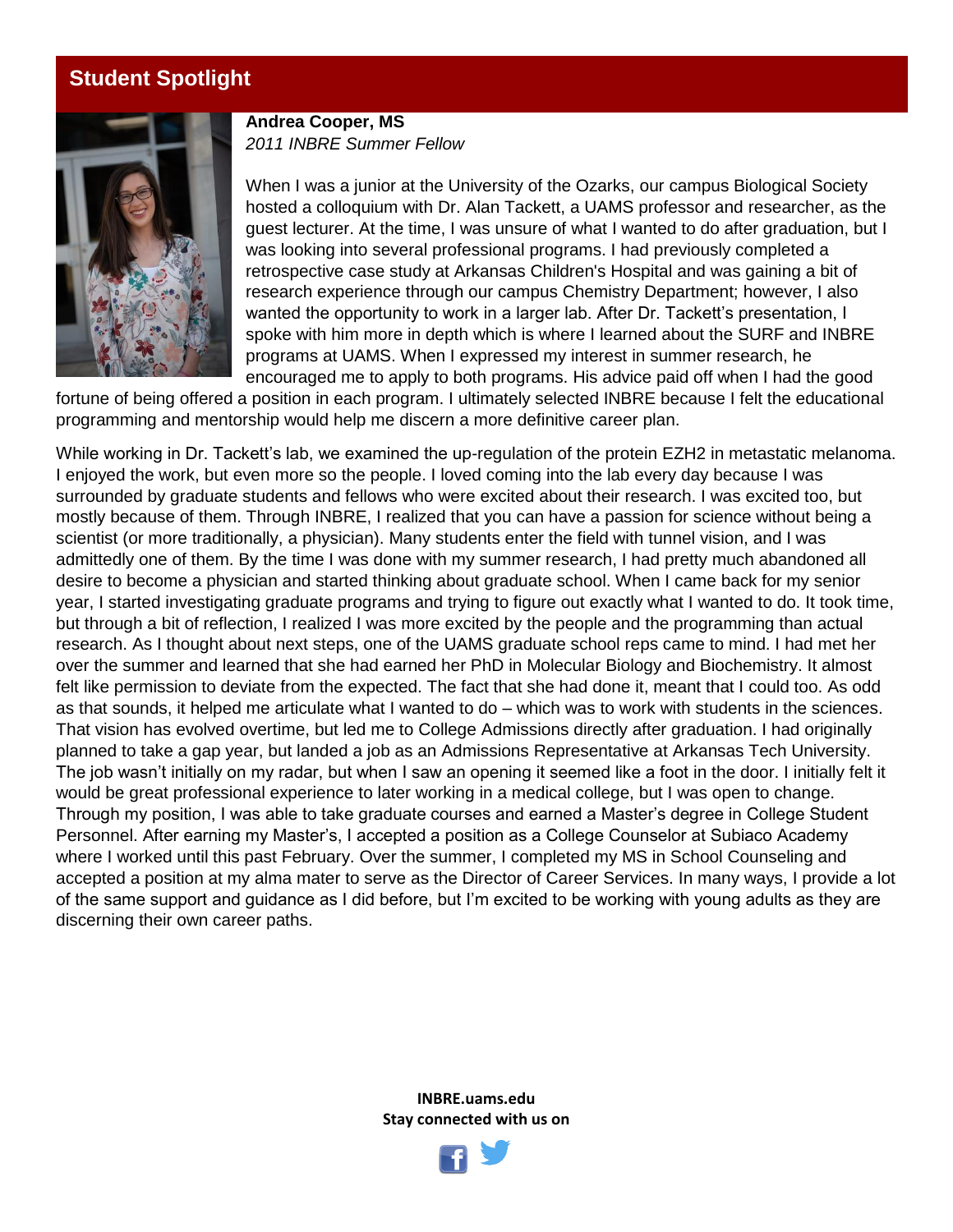## Student Spotlight

**Andrea Cooper, MS**
*2011 INBRE Summer Fellow*

When I was a junior at the University of the Ozarks, our campus Biological Society hosted a colloquium with Dr. Alan Tackett, a UAMS professor and researcher, as the guest lecturer. At the time, I was unsure of what I wanted to do after graduation, but I was looking into several professional programs. I had previously completed a retrospective case study at Arkansas Children's Hospital and was gaining a bit of research experience through our campus Chemistry Department; however, I also wanted the opportunity to work in a larger lab. After Dr. Tackett's presentation, I spoke with him more in depth which is where I learned about the SURF and INBRE programs at UAMS. When I expressed my interest in summer research, he encouraged me to apply to both programs. His advice paid off when I had the good fortune of being offered a position in each program. I ultimately selected INBRE because I felt the educational programming and mentorship would help me discern a more definitive career plan.

While working in Dr. Tackett's lab, we examined the up-regulation of the protein EZH2 in metastatic melanoma. I enjoyed the work, but even more so the people. I loved coming into the lab every day because I was surrounded by graduate students and fellows who were excited about their research. I was excited too, but mostly because of them. Through INBRE, I realized that you can have a passion for science without being a scientist (or more traditionally, a physician). Many students enter the field with tunnel vision, and I was admittedly one of them. By the time I was done with my summer research, I had pretty much abandoned all desire to become a physician and started thinking about graduate school. When I came back for my senior year, I started investigating graduate programs and trying to figure out exactly what I wanted to do. It took time, but through a bit of reflection, I realized I was more excited by the people and the programming than actual research. As I thought about next steps, one of the UAMS graduate school reps came to mind. I had met her over the summer and learned that she had earned her PhD in Molecular Biology and Biochemistry. It almost felt like permission to deviate from the expected. The fact that she had done it, meant that I could too. As odd as that sounds, it helped me articulate what I wanted to do – which was to work with students in the sciences. That vision has evolved overtime, but led me to College Admissions directly after graduation. I had originally planned to take a gap year, but landed a job as an Admissions Representative at Arkansas Tech University. The job wasn't initially on my radar, but when I saw an opening it seemed like a foot in the door. I initially felt it would be great professional experience to later working in a medical college, but I was open to change. Through my position, I was able to take graduate courses and earned a Master's degree in College Student Personnel. After earning my Master's, I accepted a position as a College Counselor at Subiaco Academy where I worked until this past February. Over the summer, I completed my MS in School Counseling and accepted a position at my alma mater to serve as the Director of Career Services. In many ways, I provide a lot of the same support and guidance as I did before, but I'm excited to be working with young adults as they are discerning their own career paths.

**INBRE.uams.edu**
**Stay connected with us on**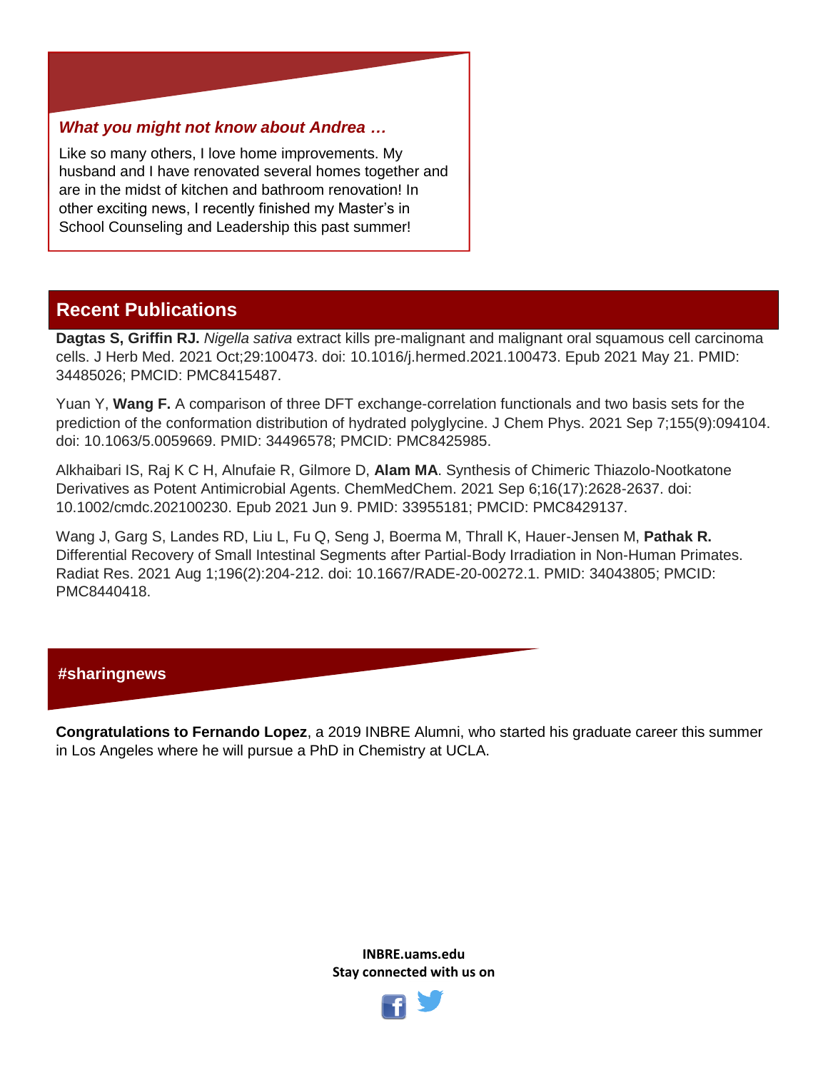***What you might not know about Andrea …***

Like so many others, I love home improvements. My husband and I have renovated several homes together and are in the midst of kitchen and bathroom renovation! In other exciting news, I recently finished my Master's in School Counseling and Leadership this past summer!

## Recent Publications

**Dagtas S, Griffin RJ.** *Nigella sativa* extract kills pre-malignant and malignant oral squamous cell carcinoma cells. J Herb Med. 2021 Oct;29:100473. doi: 10.1016/j.hermed.2021.100473. Epub 2021 May 21. PMID: 34485026; PMCID: PMC8415487.

Yuan Y, **Wang F.** A comparison of three DFT exchange-correlation functionals and two basis sets for the prediction of the conformation distribution of hydrated polyglycine. J Chem Phys. 2021 Sep 7;155(9):094104. doi: 10.1063/5.0059669. PMID: 34496578; PMCID: PMC8425985.

Alkhaibari IS, Raj K C H, Alnufaie R, Gilmore D, **Alam MA**. Synthesis of Chimeric Thiazolo-Nootkatone Derivatives as Potent Antimicrobial Agents. ChemMedChem. 2021 Sep 6;16(17):2628-2637. doi: 10.1002/cmdc.202100230. Epub 2021 Jun 9. PMID: 33955181; PMCID: PMC8429137.

Wang J, Garg S, Landes RD, Liu L, Fu Q, Seng J, Boerma M, Thrall K, Hauer-Jensen M, **Pathak R.** Differential Recovery of Small Intestinal Segments after Partial-Body Irradiation in Non-Human Primates. Radiat Res. 2021 Aug 1;196(2):204-212. doi: 10.1667/RADE-20-00272.1. PMID: 34043805; PMCID: PMC8440418.

## #sharingnews

**Congratulations to Fernando Lopez**, a 2019 INBRE Alumni, who started his graduate career this summer in Los Angeles where he will pursue a PhD in Chemistry at UCLA.

**INBRE.uams.edu**
**Stay connected with us on**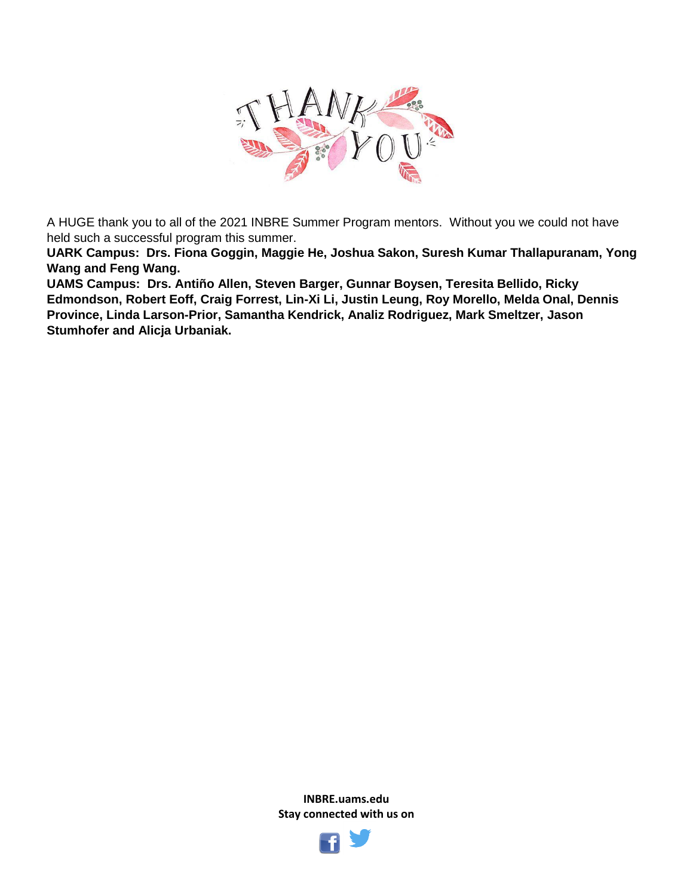THANK YOU

A HUGE thank you to all of the 2021 INBRE Summer Program mentors. Without you we could not have held such a successful program this summer.

**UARK Campus: Drs. Fiona Goggin, Maggie He, Joshua Sakon, Suresh Kumar Thallapuranam, Yong Wang and Feng Wang.**

**UAMS Campus: Drs. Antiño Allen, Steven Barger, Gunnar Boysen, Teresita Bellido, Ricky Edmondson, Robert Eoff, Craig Forrest, Lin-Xi Li, Justin Leung, Roy Morello, Melda Onal, Dennis Province, Linda Larson-Prior, Samantha Kendrick, Analiz Rodriguez, Mark Smeltzer, Jason Stumhofer and Alicja Urbaniak.**

**INBRE.uams.edu**
**Stay connected with us on**